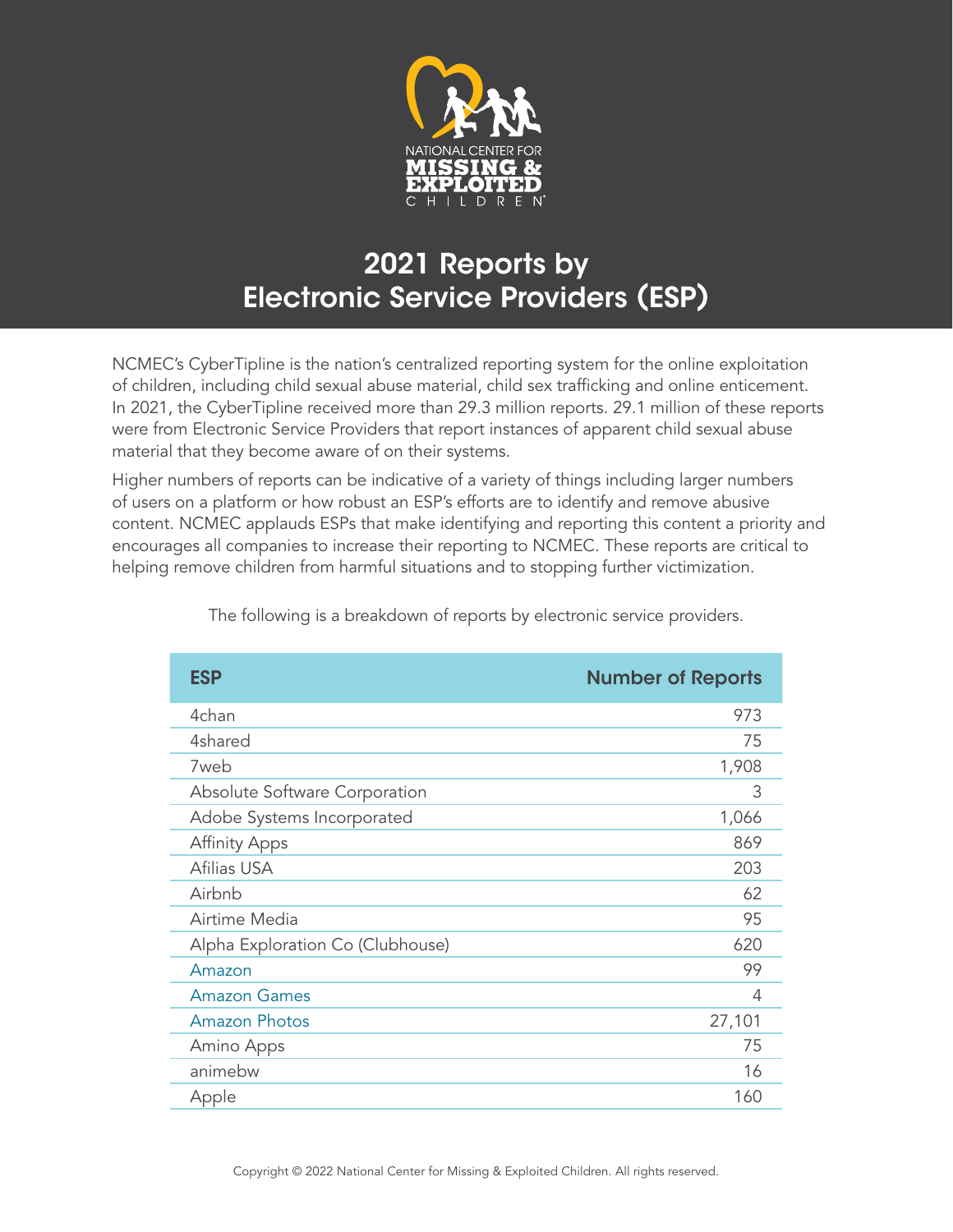NATIONAL CENTER FOR
**MISSING & EXPLOITED**
CHILDREN®

# 2021 Reports by Electronic Service Providers (ESP)

NCMEC's CyberTipline is the nation's centralized reporting system for the online exploitation of children, including child sexual abuse material, child sex trafficking and online enticement. In 2021, the CyberTipline received more than 29.3 million reports. 29.1 million of these reports were from Electronic Service Providers that report instances of apparent child sexual abuse material that they become aware of on their systems.

Higher numbers of reports can be indicative of a variety of things including larger numbers of users on a platform or how robust an ESP's efforts are to identify and remove abusive content. NCMEC applauds ESPs that make identifying and reporting this content a priority and encourages all companies to increase their reporting to NCMEC. These reports are critical to helping remove children from harmful situations and to stopping further victimization.

The following is a breakdown of reports by electronic service providers.

| ESP | Number of Reports |
|---|---:|
| 4chan | 973 |
| 4shared | 75 |
| 7web | 1,908 |
| Absolute Software Corporation | 3 |
| Adobe Systems Incorporated | 1,066 |
| Affinity Apps | 869 |
| Afilias USA | 203 |
| Airbnb | 62 |
| Airtime Media | 95 |
| Alpha Exploration Co (Clubhouse) | 620 |
| Amazon | 99 |
| Amazon Games | 4 |
| Amazon Photos | 27,101 |
| Amino Apps | 75 |
| animebw | 16 |
| Apple | 160 |

Copyright © 2022 National Center for Missing & Exploited Children. All rights reserved.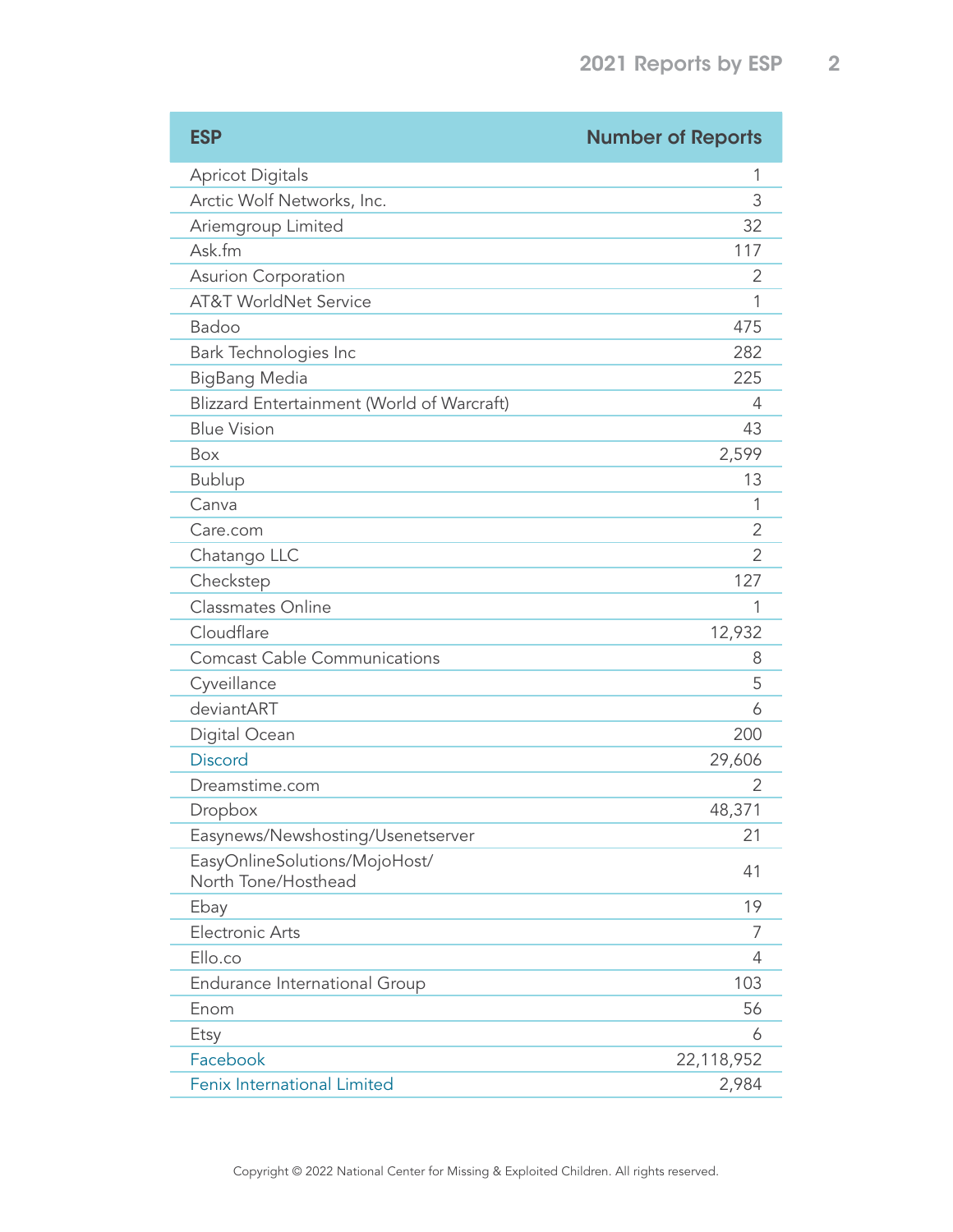| ESP | Number of Reports |
| --- | ---: |
| Apricot Digitals | 1 |
| Arctic Wolf Networks, Inc. | 3 |
| Ariemgroup Limited | 32 |
| Ask.fm | 117 |
| Asurion Corporation | 2 |
| AT&T WorldNet Service | 1 |
| Badoo | 475 |
| Bark Technologies Inc | 282 |
| BigBang Media | 225 |
| Blizzard Entertainment (World of Warcraft) | 4 |
| Blue Vision | 43 |
| Box | 2,599 |
| Bublup | 13 |
| Canva | 1 |
| Care.com | 2 |
| Chatango LLC | 2 |
| Checkstep | 127 |
| Classmates Online | 1 |
| Cloudflare | 12,932 |
| Comcast Cable Communications | 8 |
| Cyveillance | 5 |
| deviantART | 6 |
| Digital Ocean | 200 |
| Discord | 29,606 |
| Dreamstime.com | 2 |
| Dropbox | 48,371 |
| Easynews/Newshosting/Usenetserver | 21 |
| EasyOnlineSolutions/MojoHost/ North Tone/Hosthead | 41 |
| Ebay | 19 |
| Electronic Arts | 7 |
| Ello.co | 4 |
| Endurance International Group | 103 |
| Enom | 56 |
| Etsy | 6 |
| Facebook | 22,118,952 |
| Fenix International Limited | 2,984 |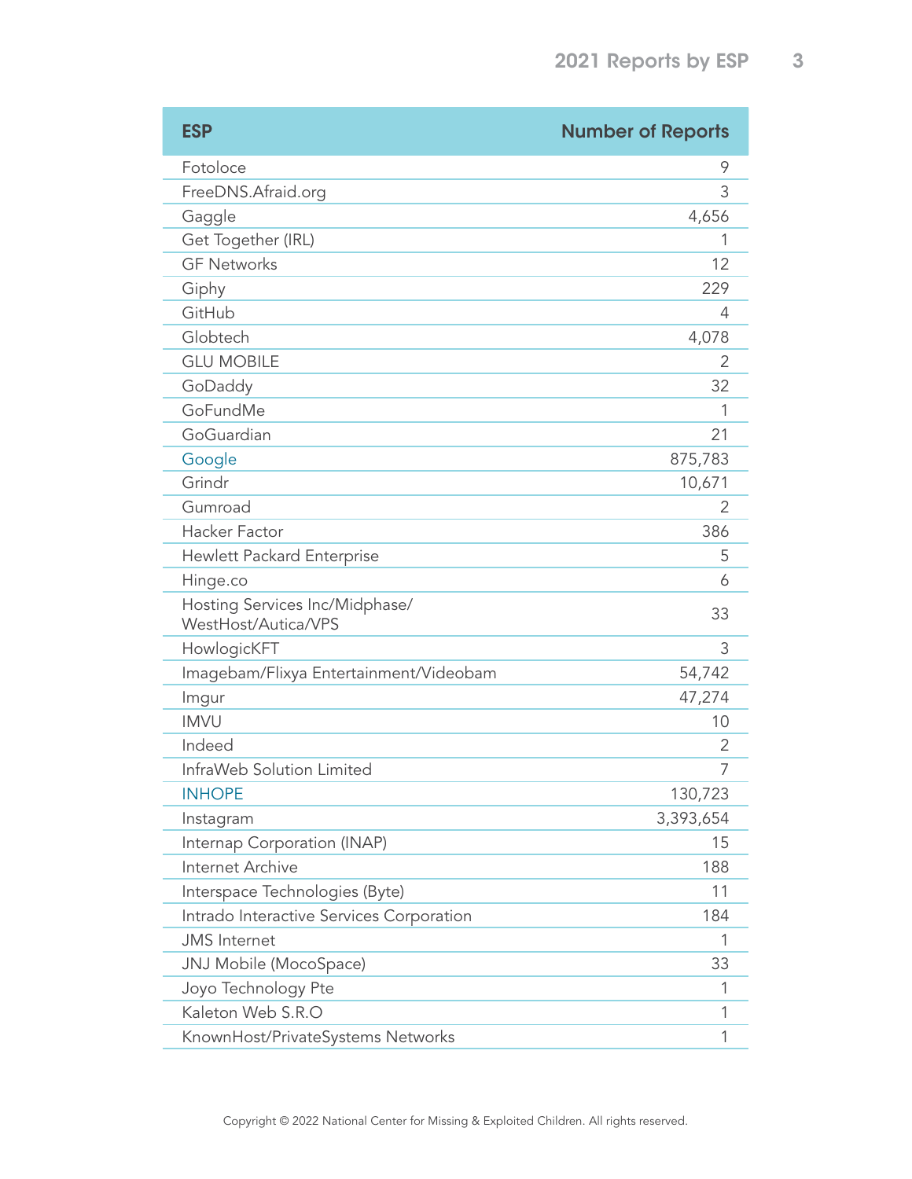| ESP | Number of Reports |
|---|---|
| Fotoloce | 9 |
| FreeDNS.Afraid.org | 3 |
| Gaggle | 4,656 |
| Get Together (IRL) | 1 |
| GF Networks | 12 |
| Giphy | 229 |
| GitHub | 4 |
| Globtech | 4,078 |
| GLU MOBILE | 2 |
| GoDaddy | 32 |
| GoFundMe | 1 |
| GoGuardian | 21 |
| Google | 875,783 |
| Grindr | 10,671 |
| Gumroad | 2 |
| Hacker Factor | 386 |
| Hewlett Packard Enterprise | 5 |
| Hinge.co | 6 |
| Hosting Services Inc/Midphase/ WestHost/Autica/VPS | 33 |
| HowlogicKFT | 3 |
| Imagebam/Flixya Entertainment/Videobam | 54,742 |
| Imgur | 47,274 |
| IMVU | 10 |
| Indeed | 2 |
| InfraWeb Solution Limited | 7 |
| INHOPE | 130,723 |
| Instagram | 3,393,654 |
| Internap Corporation (INAP) | 15 |
| Internet Archive | 188 |
| Interspace Technologies (Byte) | 11 |
| Intrado Interactive Services Corporation | 184 |
| JMS Internet | 1 |
| JNJ Mobile (MocoSpace) | 33 |
| Joyo Technology Pte | 1 |
| Kaleton Web S.R.O | 1 |
| KnownHost/PrivateSystems Networks | 1 |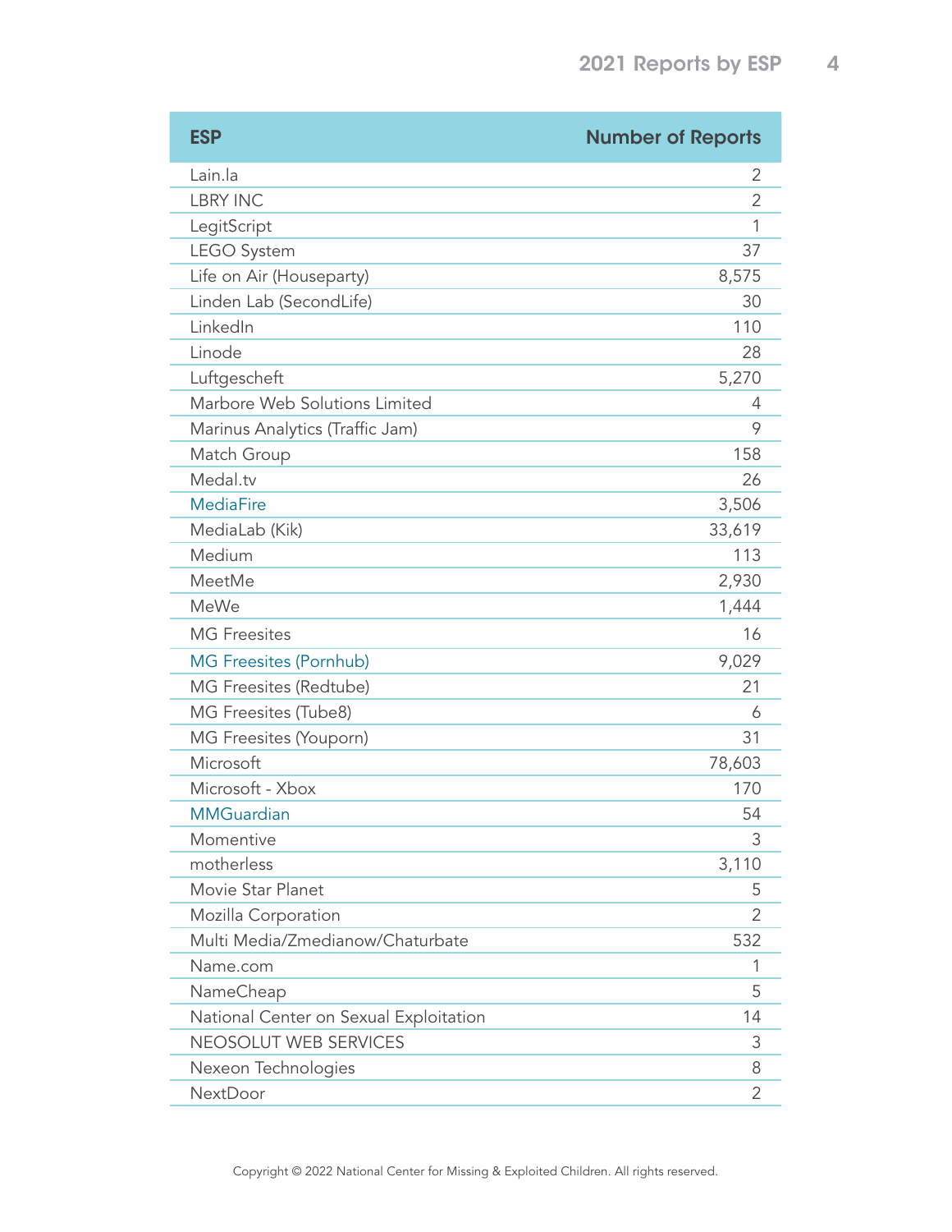| ESP | Number of Reports |
| --- | ---: |
| Lain.la | 2 |
| LBRY INC | 2 |
| LegitScript | 1 |
| LEGO System | 37 |
| Life on Air (Houseparty) | 8,575 |
| Linden Lab (SecondLife) | 30 |
| LinkedIn | 110 |
| Linode | 28 |
| Luftgescheft | 5,270 |
| Marbore Web Solutions Limited | 4 |
| Marinus Analytics (Traffic Jam) | 9 |
| Match Group | 158 |
| Medal.tv | 26 |
| MediaFire | 3,506 |
| MediaLab (Kik) | 33,619 |
| Medium | 113 |
| MeetMe | 2,930 |
| MeWe | 1,444 |
| MG Freesites | 16 |
| MG Freesites (Pornhub) | 9,029 |
| MG Freesites (Redtube) | 21 |
| MG Freesites (Tube8) | 6 |
| MG Freesites (Youporn) | 31 |
| Microsoft | 78,603 |
| Microsoft - Xbox | 170 |
| MMGuardian | 54 |
| Momentive | 3 |
| motherless | 3,110 |
| Movie Star Planet | 5 |
| Mozilla Corporation | 2 |
| Multi Media/Zmedianow/Chaturbate | 532 |
| Name.com | 1 |
| NameCheap | 5 |
| National Center on Sexual Exploitation | 14 |
| NEOSOLUT WEB SERVICES | 3 |
| Nexeon Technologies | 8 |
| NextDoor | 2 |

Copyright © 2022 National Center for Missing & Exploited Children. All rights reserved.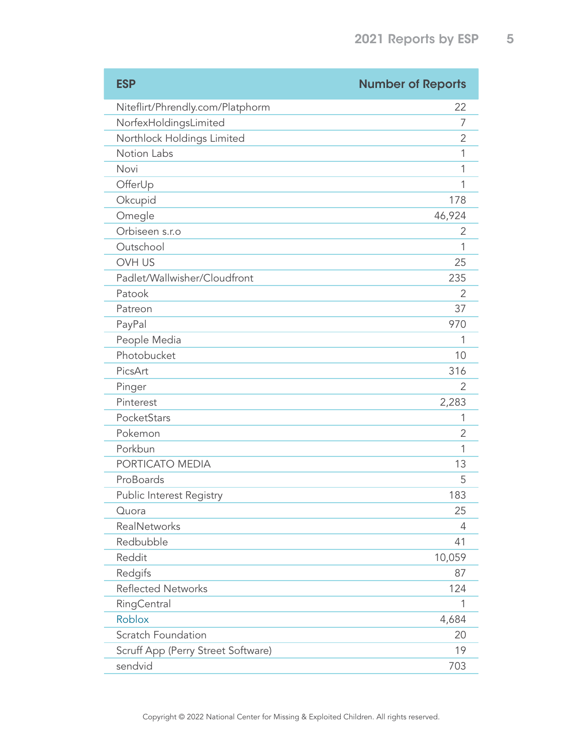| ESP | Number of Reports |
| --- | --- |
| Niteflirt/Phrendly.com/Platphorm | 22 |
| NorfexHoldingsLimited | 7 |
| Northlock Holdings Limited | 2 |
| Notion Labs | 1 |
| Novi | 1 |
| OfferUp | 1 |
| Okcupid | 178 |
| Omegle | 46,924 |
| Orbiseen s.r.o | 2 |
| Outschool | 1 |
| OVH US | 25 |
| Padlet/Wallwisher/Cloudfront | 235 |
| Patook | 2 |
| Patreon | 37 |
| PayPal | 970 |
| People Media | 1 |
| Photobucket | 10 |
| PicsArt | 316 |
| Pinger | 2 |
| Pinterest | 2,283 |
| PocketStars | 1 |
| Pokemon | 2 |
| Porkbun | 1 |
| PORTICATO MEDIA | 13 |
| ProBoards | 5 |
| Public Interest Registry | 183 |
| Quora | 25 |
| RealNetworks | 4 |
| Redbubble | 41 |
| Reddit | 10,059 |
| Redgifs | 87 |
| Reflected Networks | 124 |
| RingCentral | 1 |
| Roblox | 4,684 |
| Scratch Foundation | 20 |
| Scruff App (Perry Street Software) | 19 |
| sendvid | 703 |

Copyright © 2022 National Center for Missing & Exploited Children. All rights reserved.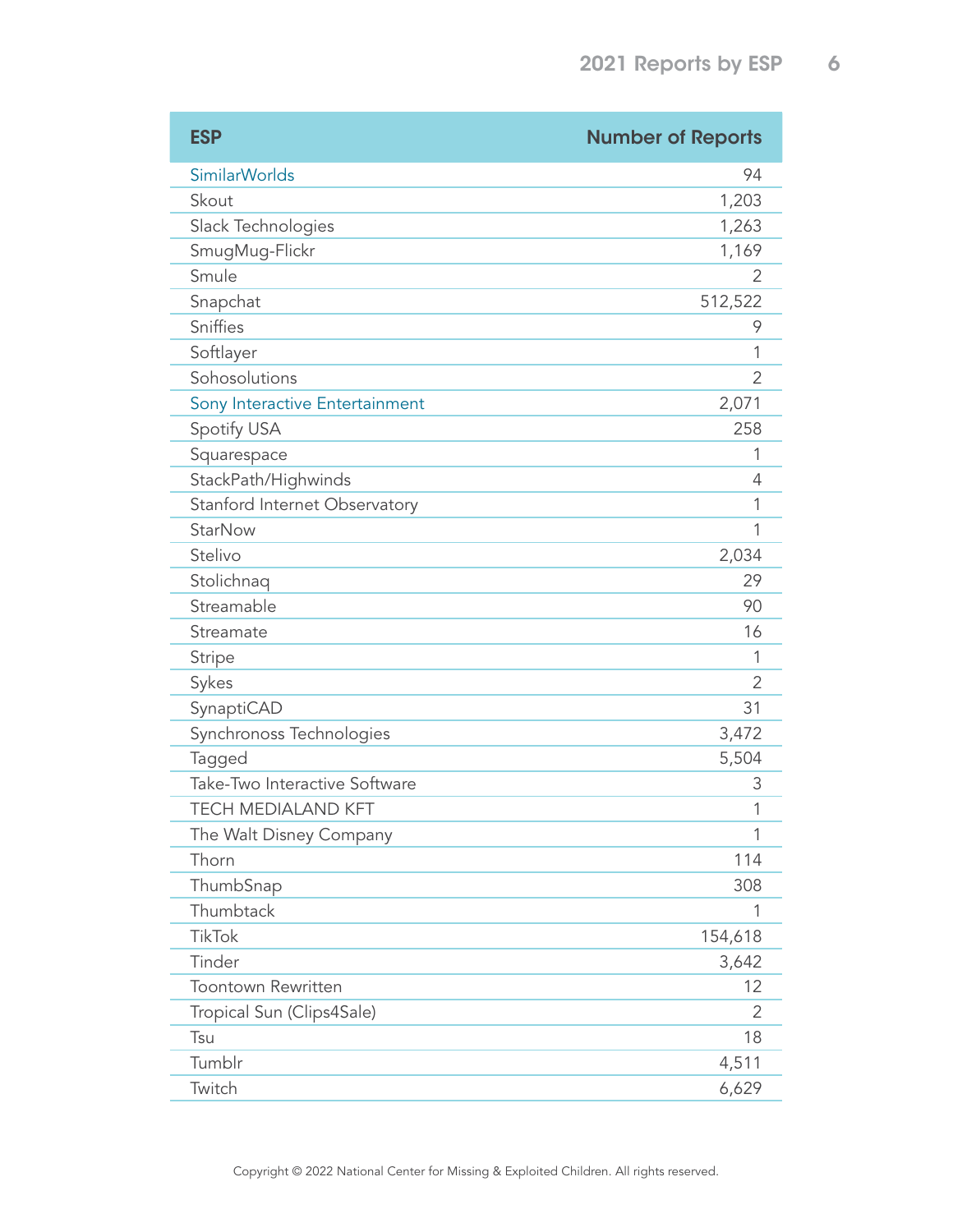| ESP | Number of Reports |
|---|---:|
| SimilarWorlds | 94 |
| Skout | 1,203 |
| Slack Technologies | 1,263 |
| SmugMug-Flickr | 1,169 |
| Smule | 2 |
| Snapchat | 512,522 |
| Sniffies | 9 |
| Softlayer | 1 |
| Sohosolutions | 2 |
| Sony Interactive Entertainment | 2,071 |
| Spotify USA | 258 |
| Squarespace | 1 |
| StackPath/Highwinds | 4 |
| Stanford Internet Observatory | 1 |
| StarNow | 1 |
| Stelivo | 2,034 |
| Stolichnaq | 29 |
| Streamable | 90 |
| Streamate | 16 |
| Stripe | 1 |
| Sykes | 2 |
| SynaptiCAD | 31 |
| Synchronoss Technologies | 3,472 |
| Tagged | 5,504 |
| Take-Two Interactive Software | 3 |
| TECH MEDIALAND KFT | 1 |
| The Walt Disney Company | 1 |
| Thorn | 114 |
| ThumbSnap | 308 |
| Thumbtack | 1 |
| TikTok | 154,618 |
| Tinder | 3,642 |
| Toontown Rewritten | 12 |
| Tropical Sun (Clips4Sale) | 2 |
| Tsu | 18 |
| Tumblr | 4,511 |
| Twitch | 6,629 |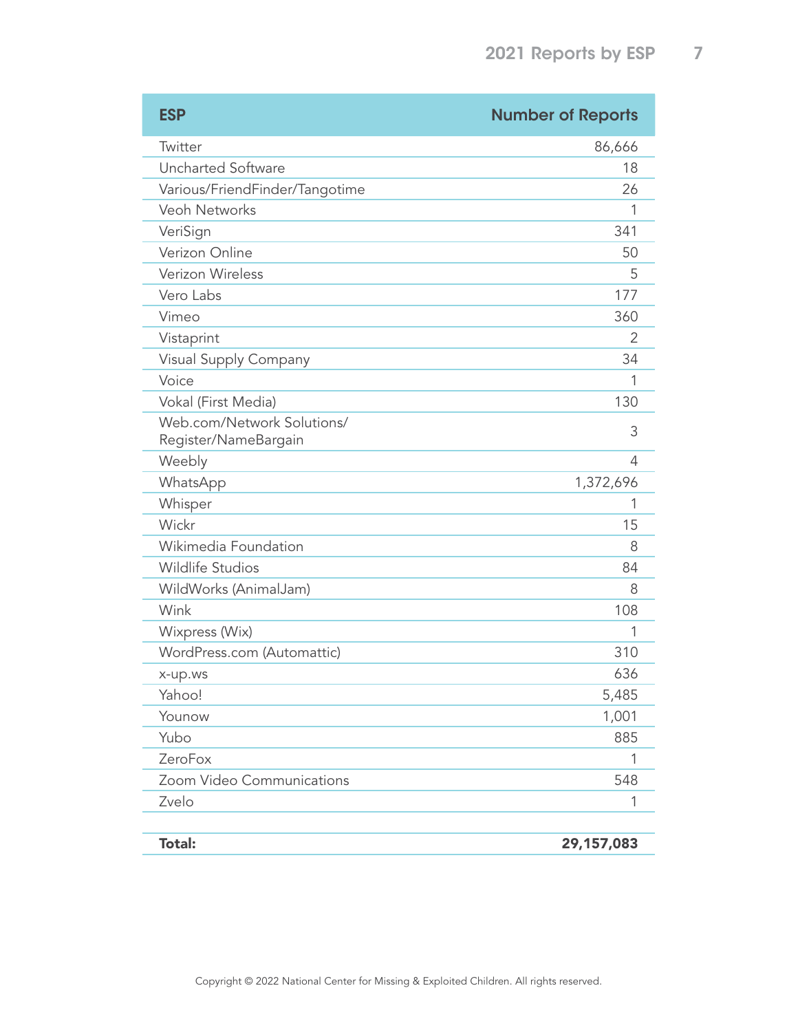| ESP | Number of Reports |
|---|---|
| Twitter | 86,666 |
| Uncharted Software | 18 |
| Various/FriendFinder/Tangotime | 26 |
| Veoh Networks | 1 |
| VeriSign | 341 |
| Verizon Online | 50 |
| Verizon Wireless | 5 |
| Vero Labs | 177 |
| Vimeo | 360 |
| Vistaprint | 2 |
| Visual Supply Company | 34 |
| Voice | 1 |
| Vokal (First Media) | 130 |
| Web.com/Network Solutions/ Register/NameBargain | 3 |
| Weebly | 4 |
| WhatsApp | 1,372,696 |
| Whisper | 1 |
| Wickr | 15 |
| Wikimedia Foundation | 8 |
| Wildlife Studios | 84 |
| WildWorks (AnimalJam) | 8 |
| Wink | 108 |
| Wixpress (Wix) | 1 |
| WordPress.com (Automattic) | 310 |
| x-up.ws | 636 |
| Yahoo! | 5,485 |
| Younow | 1,001 |
| Yubo | 885 |
| ZeroFox | 1 |
| Zoom Video Communications | 548 |
| Zvelo | 1 |
| **Total:** | **29,157,083** |

Copyright © 2022 National Center for Missing & Exploited Children. All rights reserved.